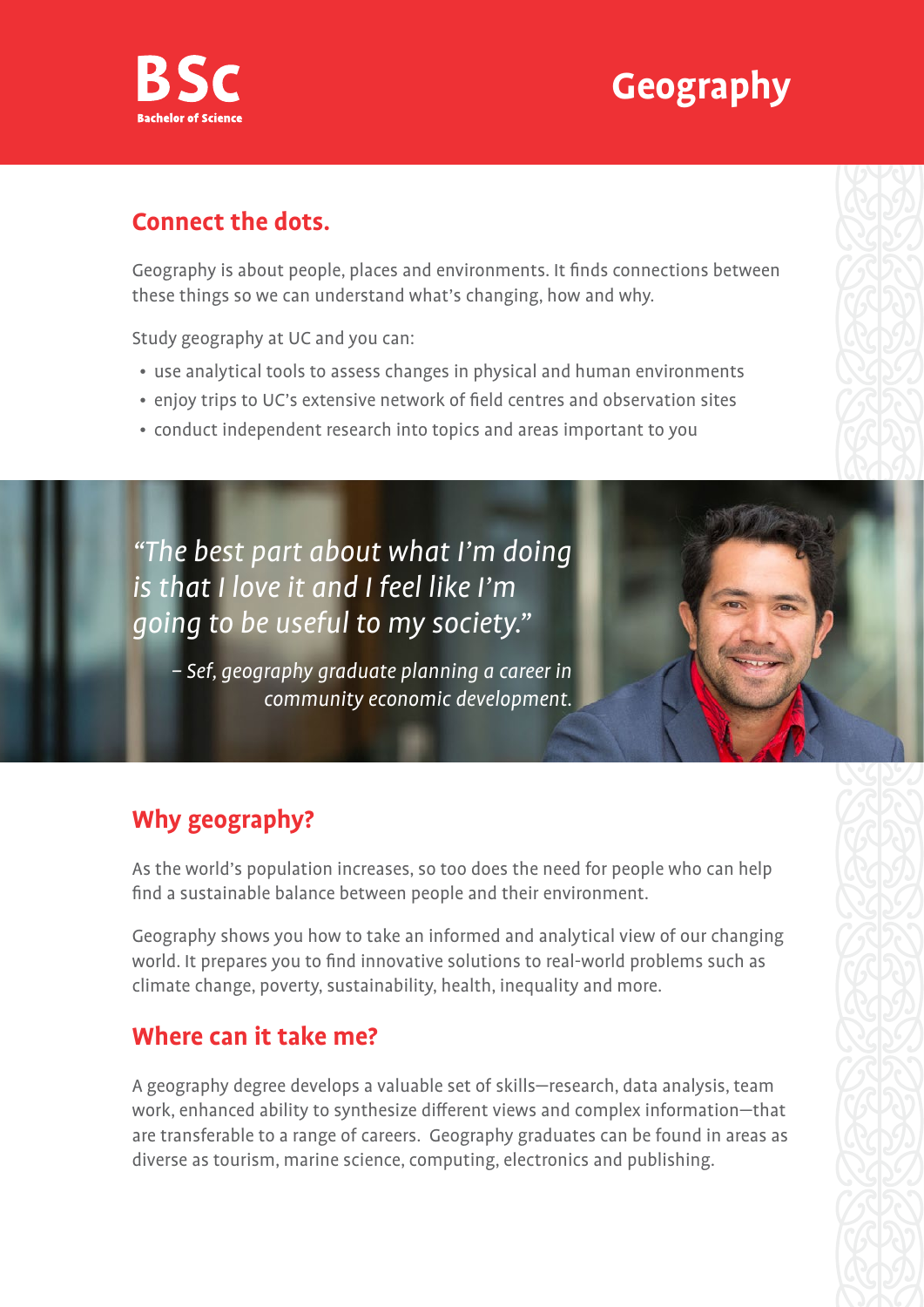**BSc**
**Bachelor of Science**

# Geography

## Connect the dots.

Geography is about people, places and environments. It finds connections between these things so we can understand what's changing, how and why.

Study geography at UC and you can:

- use analytical tools to assess changes in physical and human environments
- enjoy trips to UC's extensive network of field centres and observation sites
- conduct independent research into topics and areas important to you

*"The best part about what I'm doing is that I love it and I feel like I'm going to be useful to my society."*

*– Sef, geography graduate planning a career in community economic development.*

## Why geography?

As the world's population increases, so too does the need for people who can help find a sustainable balance between people and their environment.

Geography shows you how to take an informed and analytical view of our changing world. It prepares you to find innovative solutions to real-world problems such as climate change, poverty, sustainability, health, inequality and more.

## Where can it take me?

A geography degree develops a valuable set of skills—research, data analysis, team work, enhanced ability to synthesize different views and complex information—that are transferable to a range of careers. Geography graduates can be found in areas as diverse as tourism, marine science, computing, electronics and publishing.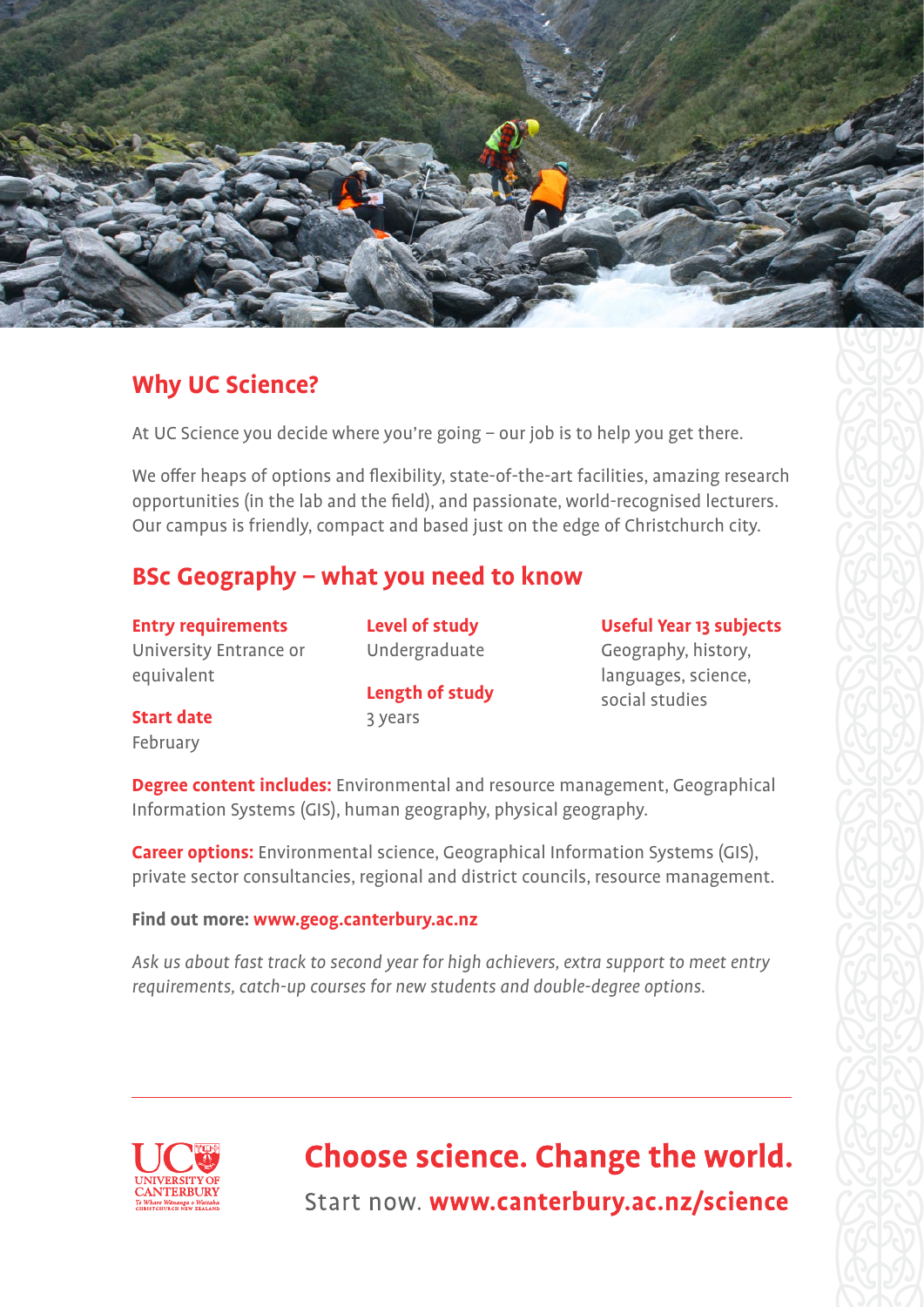## Why UC Science?

At UC Science you decide where you're going – our job is to help you get there.

We offer heaps of options and flexibility, state-of-the-art facilities, amazing research opportunities (in the lab and the field), and passionate, world-recognised lecturers. Our campus is friendly, compact and based just on the edge of Christchurch city.

## BSc Geography – what you need to know

**Entry requirements**
University Entrance or equivalent

**Start date**
February

**Level of study**
Undergraduate

**Length of study**
3 years

**Useful Year 13 subjects**
Geography, history, languages, science, social studies

**Degree content includes:** Environmental and resource management, Geographical Information Systems (GIS), human geography, physical geography.

**Career options:** Environmental science, Geographical Information Systems (GIS), private sector consultancies, regional and district councils, resource management.

**Find out more:** **www.geog.canterbury.ac.nz**

*Ask us about fast track to second year for high achievers, extra support to meet entry requirements, catch-up courses for new students and double-degree options.*

---

UC UNIVERSITY OF CANTERBURY
*Te Whare Wānanga o Waitaha*
CHRISTCHURCH NEW ZEALAND

**Choose science. Change the world.**

Start now. **www.canterbury.ac.nz/science**